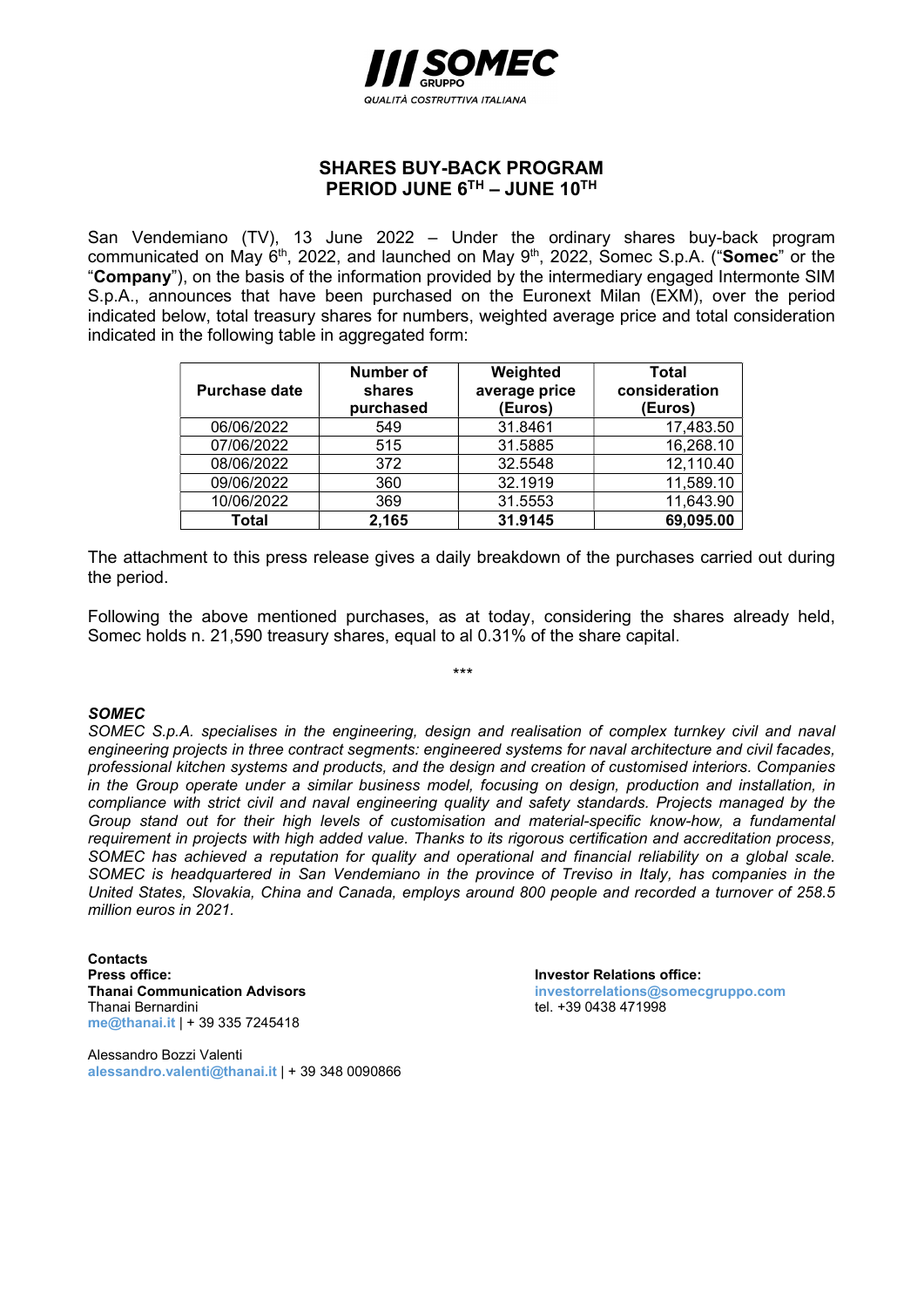# SHARES BUY-BACK PROGRAM
# PERIOD JUNE 6TH – JUNE 10TH

San Vendemiano (TV), 13 June 2022 – Under the ordinary shares buy-back program communicated on May 6th, 2022, and launched on May 9th, 2022, Somec S.p.A. ("**Somec**" or the "**Company**"), on the basis of the information provided by the intermediary engaged Intermonte SIM S.p.A., announces that have been purchased on the Euronext Milan (EXM), over the period indicated below, total treasury shares for numbers, weighted average price and total consideration indicated in the following table in aggregated form:

| Purchase date | Number of shares purchased | Weighted average price (Euros) | Total consideration (Euros) |
|---|---|---|---|
| 06/06/2022 | 549 | 31.8461 | 17,483.50 |
| 07/06/2022 | 515 | 31.5885 | 16,268.10 |
| 08/06/2022 | 372 | 32.5548 | 12,110.40 |
| 09/06/2022 | 360 | 32.1919 | 11,589.10 |
| 10/06/2022 | 369 | 31.5553 | 11,643.90 |
| **Total** | **2,165** | **31.9145** | **69,095.00** |

The attachment to this press release gives a daily breakdown of the purchases carried out during the period.

Following the above mentioned purchases, as at today, considering the shares already held, Somec holds n. 21,590 treasury shares, equal to al 0.31% of the share capital.

\*\*\*

***SOMEC***

*SOMEC S.p.A. specialises in the engineering, design and realisation of complex turnkey civil and naval engineering projects in three contract segments: engineered systems for naval architecture and civil facades, professional kitchen systems and products, and the design and creation of customised interiors. Companies in the Group operate under a similar business model, focusing on design, production and installation, in compliance with strict civil and naval engineering quality and safety standards. Projects managed by the Group stand out for their high levels of customisation and material-specific know-how, a fundamental requirement in projects with high added value. Thanks to its rigorous certification and accreditation process, SOMEC has achieved a reputation for quality and operational and financial reliability on a global scale. SOMEC is headquartered in San Vendemiano in the province of Treviso in Italy, has companies in the United States, Slovakia, China and Canada, employs around 800 people and recorded a turnover of 258.5 million euros in 2021.*

**Contacts**
**Press office:**
**Thanai Communication Advisors**
Thanai Bernardini
me@thanai.it | + 39 335 7245418

Alessandro Bozzi Valenti
alessandro.valenti@thanai.it | + 39 348 0090866

**Investor Relations office:**
investorrelations@somecgruppo.com
tel. +39 0438 471998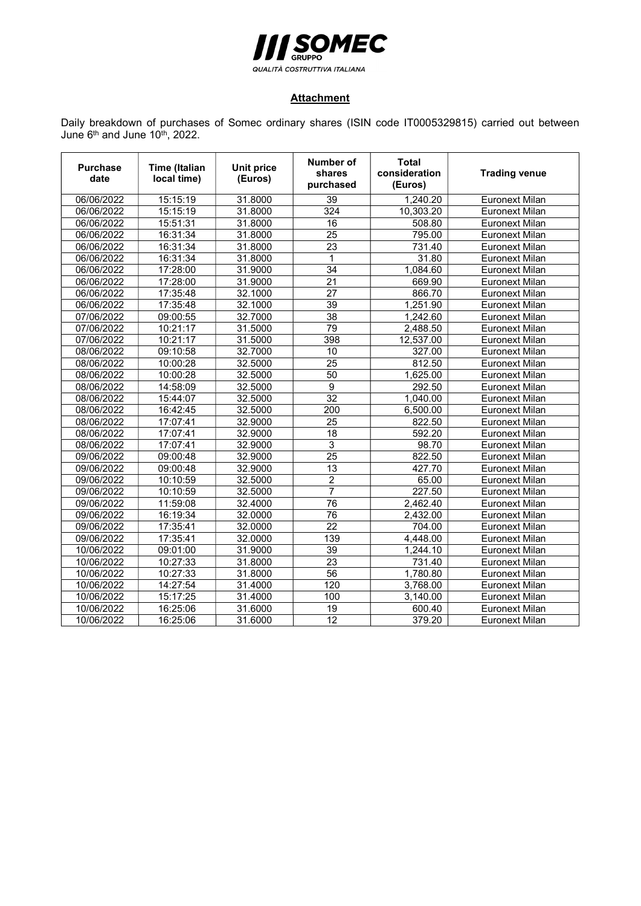## Attachment

Daily breakdown of purchases of Somec ordinary shares (ISIN code IT0005329815) carried out between June 6th and June 10th, 2022.

| Purchase date | Time (Italian local time) | Unit price (Euros) | Number of shares purchased | Total consideration (Euros) | Trading venue |
|---|---|---|---|---|---|
| 06/06/2022 | 15:15:19 | 31.8000 | 39 | 1,240.20 | Euronext Milan |
| 06/06/2022 | 15:15:19 | 31.8000 | 324 | 10,303.20 | Euronext Milan |
| 06/06/2022 | 15:51:31 | 31.8000 | 16 | 508.80 | Euronext Milan |
| 06/06/2022 | 16:31:34 | 31.8000 | 25 | 795.00 | Euronext Milan |
| 06/06/2022 | 16:31:34 | 31.8000 | 23 | 731.40 | Euronext Milan |
| 06/06/2022 | 16:31:34 | 31.8000 | 1 | 31.80 | Euronext Milan |
| 06/06/2022 | 17:28:00 | 31.9000 | 34 | 1,084.60 | Euronext Milan |
| 06/06/2022 | 17:28:00 | 31.9000 | 21 | 669.90 | Euronext Milan |
| 06/06/2022 | 17:35:48 | 32.1000 | 27 | 866.70 | Euronext Milan |
| 06/06/2022 | 17:35:48 | 32.1000 | 39 | 1,251.90 | Euronext Milan |
| 07/06/2022 | 09:00:55 | 32.7000 | 38 | 1,242.60 | Euronext Milan |
| 07/06/2022 | 10:21:17 | 31.5000 | 79 | 2,488.50 | Euronext Milan |
| 07/06/2022 | 10:21:17 | 31.5000 | 398 | 12,537.00 | Euronext Milan |
| 08/06/2022 | 09:10:58 | 32.7000 | 10 | 327.00 | Euronext Milan |
| 08/06/2022 | 10:00:28 | 32.5000 | 25 | 812.50 | Euronext Milan |
| 08/06/2022 | 10:00:28 | 32.5000 | 50 | 1,625.00 | Euronext Milan |
| 08/06/2022 | 14:58:09 | 32.5000 | 9 | 292.50 | Euronext Milan |
| 08/06/2022 | 15:44:07 | 32.5000 | 32 | 1,040.00 | Euronext Milan |
| 08/06/2022 | 16:42:45 | 32.5000 | 200 | 6,500.00 | Euronext Milan |
| 08/06/2022 | 17:07:41 | 32.9000 | 25 | 822.50 | Euronext Milan |
| 08/06/2022 | 17:07:41 | 32.9000 | 18 | 592.20 | Euronext Milan |
| 08/06/2022 | 17:07:41 | 32.9000 | 3 | 98.70 | Euronext Milan |
| 09/06/2022 | 09:00:48 | 32.9000 | 25 | 822.50 | Euronext Milan |
| 09/06/2022 | 09:00:48 | 32.9000 | 13 | 427.70 | Euronext Milan |
| 09/06/2022 | 10:10:59 | 32.5000 | 2 | 65.00 | Euronext Milan |
| 09/06/2022 | 10:10:59 | 32.5000 | 7 | 227.50 | Euronext Milan |
| 09/06/2022 | 11:59:08 | 32.4000 | 76 | 2,462.40 | Euronext Milan |
| 09/06/2022 | 16:19:34 | 32.0000 | 76 | 2,432.00 | Euronext Milan |
| 09/06/2022 | 17:35:41 | 32.0000 | 22 | 704.00 | Euronext Milan |
| 09/06/2022 | 17:35:41 | 32.0000 | 139 | 4,448.00 | Euronext Milan |
| 10/06/2022 | 09:01:00 | 31.9000 | 39 | 1,244.10 | Euronext Milan |
| 10/06/2022 | 10:27:33 | 31.8000 | 23 | 731.40 | Euronext Milan |
| 10/06/2022 | 10:27:33 | 31.8000 | 56 | 1,780.80 | Euronext Milan |
| 10/06/2022 | 14:27:54 | 31.4000 | 120 | 3,768.00 | Euronext Milan |
| 10/06/2022 | 15:17:25 | 31.4000 | 100 | 3,140.00 | Euronext Milan |
| 10/06/2022 | 16:25:06 | 31.6000 | 19 | 600.40 | Euronext Milan |
| 10/06/2022 | 16:25:06 | 31.6000 | 12 | 379.20 | Euronext Milan |